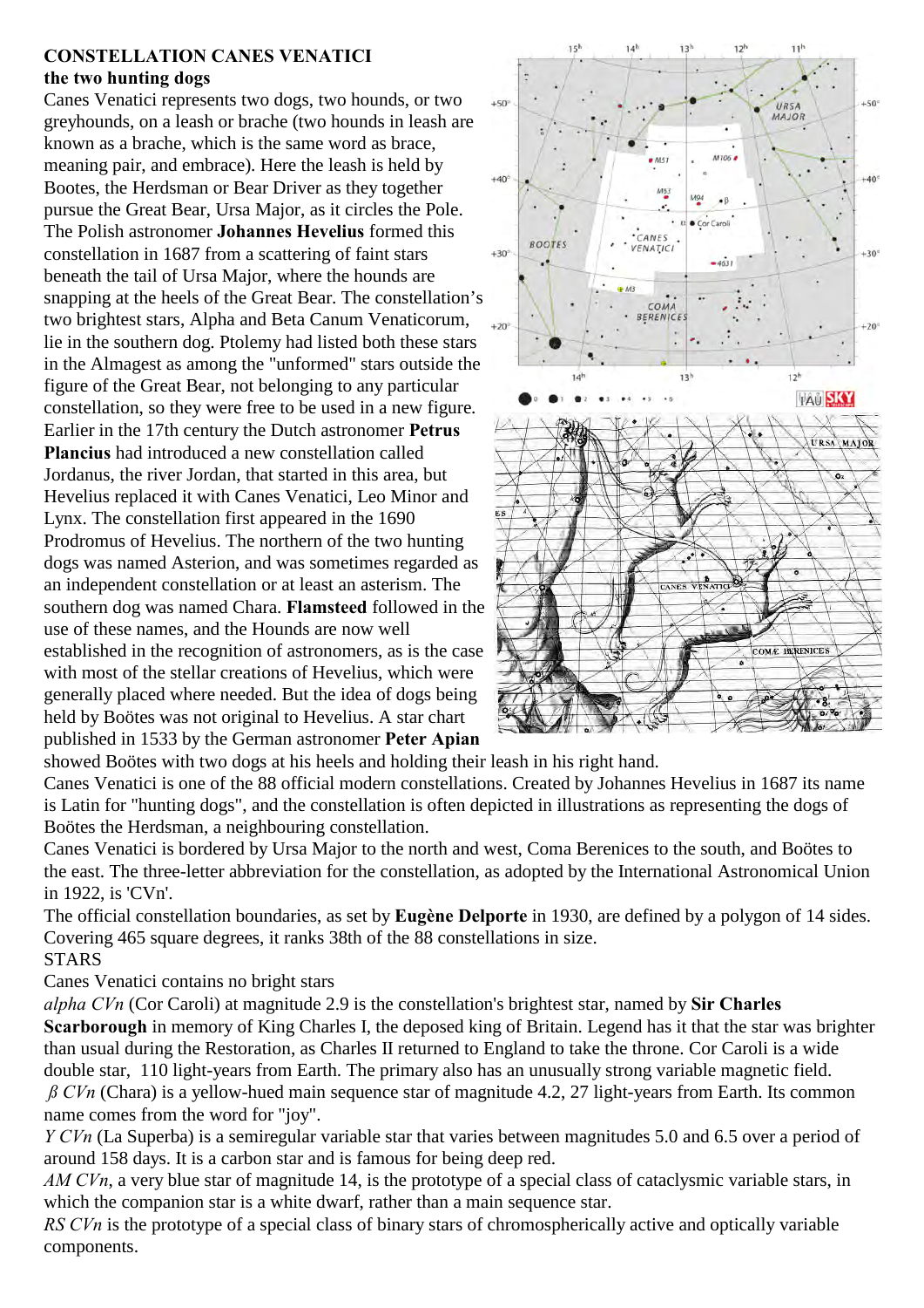**CONSTELLATION CANES VENATICI**
**the two hunting dogs**

Canes Venatici represents two dogs, two hounds, or two greyhounds, on a leash or brache (two hounds in leash are known as a brache, which is the same word as brace, meaning pair, and embrace). Here the leash is held by Bootes, the Herdsman or Bear Driver as they together pursue the Great Bear, Ursa Major, as it circles the Pole. The Polish astronomer **Johannes Hevelius** formed this constellation in 1687 from a scattering of faint stars beneath the tail of Ursa Major, where the hounds are snapping at the heels of the Great Bear. The constellation's two brightest stars, Alpha and Beta Canum Venaticorum, lie in the southern dog. Ptolemy had listed both these stars in the Almagest as among the "unformed" stars outside the figure of the Great Bear, not belonging to any particular constellation, so they were free to be used in a new figure. Earlier in the 17th century the Dutch astronomer **Petrus Plancius** had introduced a new constellation called Jordanus, the river Jordan, that started in this area, but Hevelius replaced it with Canes Venatici, Leo Minor and Lynx. The constellation first appeared in the 1690 Prodromus of Hevelius. The northern of the two hunting dogs was named Asterion, and was sometimes regarded as an independent constellation or at least an asterism. The southern dog was named Chara. **Flamsteed** followed in the use of these names, and the Hounds are now well established in the recognition of astronomers, as is the case with most of the stellar creations of Hevelius, which were generally placed where needed. But the idea of dogs being held by Boötes was not original to Hevelius. A star chart published in 1533 by the German astronomer **Peter Apian** showed Boötes with two dogs at his heels and holding their leash in his right hand.

Canes Venatici is one of the 88 official modern constellations. Created by Johannes Hevelius in 1687 its name is Latin for "hunting dogs", and the constellation is often depicted in illustrations as representing the dogs of Boötes the Herdsman, a neighbouring constellation.

Canes Venatici is bordered by Ursa Major to the north and west, Coma Berenices to the south, and Boötes to the east. The three-letter abbreviation for the constellation, as adopted by the International Astronomical Union in 1922, is 'CVn'.

The official constellation boundaries, as set by **Eugène Delporte** in 1930, are defined by a polygon of 14 sides. Covering 465 square degrees, it ranks 38th of the 88 constellations in size.

STARS

Canes Venatici contains no bright stars

*alpha CVn* (Cor Caroli) at magnitude 2.9 is the constellation's brightest star, named by **Sir Charles Scarborough** in memory of King Charles I, the deposed king of Britain. Legend has it that the star was brighter than usual during the Restoration, as Charles II returned to England to take the throne. Cor Caroli is a wide double star, 110 light-years from Earth. The primary also has an unusually strong variable magnetic field.

*β CVn* (Chara) is a yellow-hued main sequence star of magnitude 4.2, 27 light-years from Earth. Its common name comes from the word for "joy".

*Y CVn* (La Superba) is a semiregular variable star that varies between magnitudes 5.0 and 6.5 over a period of around 158 days. It is a carbon star and is famous for being deep red.

*AM CVn*, a very blue star of magnitude 14, is the prototype of a special class of cataclysmic variable stars, in which the companion star is a white dwarf, rather than a main sequence star.

*RS CVn* is the prototype of a special class of binary stars of chromospherically active and optically variable components.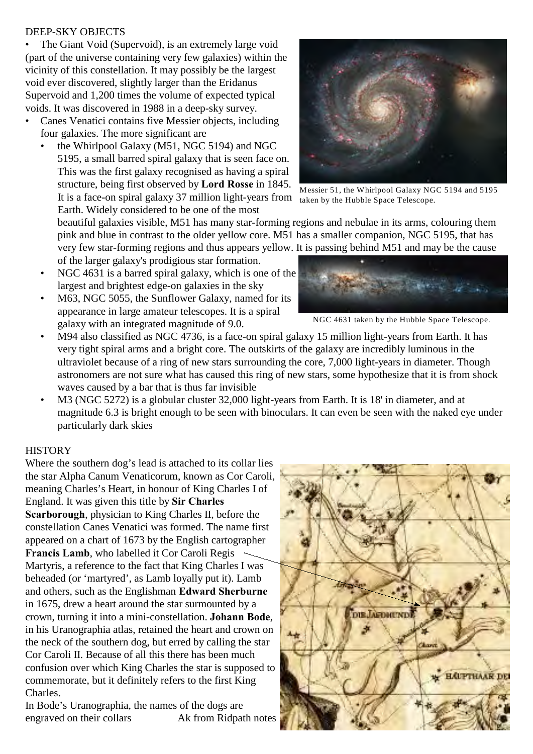DEEP-SKY OBJECTS

- The Giant Void (Supervoid), is an extremely large void (part of the universe containing very few galaxies) within the vicinity of this constellation. It may possibly be the largest void ever discovered, slightly larger than the Eridanus Supervoid and 1,200 times the volume of expected typical voids. It was discovered in 1988 in a deep-sky survey.
- Canes Venatici contains five Messier objects, including four galaxies. The more significant are
  - the Whirlpool Galaxy (M51, NGC 5194) and NGC 5195, a small barred spiral galaxy that is seen face on. This was the first galaxy recognised as having a spiral structure, being first observed by **Lord Rosse** in 1845. It is a face-on spiral galaxy 37 million light-years from Earth. Widely considered to be one of the most beautiful galaxies visible, M51 has many star-forming regions and nebulae in its arms, colouring them pink and blue in contrast to the older yellow core. M51 has a smaller companion, NGC 5195, that has very few star-forming regions and thus appears yellow. It is passing behind M51 and may be the cause of the larger galaxy's prodigious star formation.
  - NGC 4631 is a barred spiral galaxy, which is one of the largest and brightest edge-on galaxies in the sky
  - M63, NGC 5055, the Sunflower Galaxy, named for its appearance in large amateur telescopes. It is a spiral galaxy with an integrated magnitude of 9.0.
  - M94 also classified as NGC 4736, is a face-on spiral galaxy 15 million light-years from Earth. It has very tight spiral arms and a bright core. The outskirts of the galaxy are incredibly luminous in the ultraviolet because of a ring of new stars surrounding the core, 7,000 light-years in diameter. Though astronomers are not sure what has caused this ring of new stars, some hypothesize that it is from shock waves caused by a bar that is thus far invisible
  - M3 (NGC 5272) is a globular cluster 32,000 light-years from Earth. It is 18' in diameter, and at magnitude 6.3 is bright enough to be seen with binoculars. It can even be seen with the naked eye under particularly dark skies

Messier 51, the Whirlpool Galaxy NGC 5194 and 5195 taken by the Hubble Space Telescope.

NGC 4631 taken by the Hubble Space Telescope.

HISTORY

Where the southern dog's lead is attached to its collar lies the star Alpha Canum Venaticorum, known as Cor Caroli, meaning Charles's Heart, in honour of King Charles I of England. It was given this title by **Sir Charles Scarborough**, physician to King Charles II, before the constellation Canes Venatici was formed. The name first appeared on a chart of 1673 by the English cartographer **Francis Lamb**, who labelled it Cor Caroli Regis Martyris, a reference to the fact that King Charles I was beheaded (or 'martyred', as Lamb loyally put it). Lamb and others, such as the Englishman **Edward Sherburne** in 1675, drew a heart around the star surmounted by a crown, turning it into a mini-constellation. **Johann Bode**, in his Uranographia atlas, retained the heart and crown on the neck of the southern dog, but erred by calling the star Cor Caroli II. Because of all this there has been much confusion over which King Charles the star is supposed to commemorate, but it definitely refers to the first King Charles.

In Bode's Uranographia, the names of the dogs are engraved on their collars

Ak from Ridpath notes